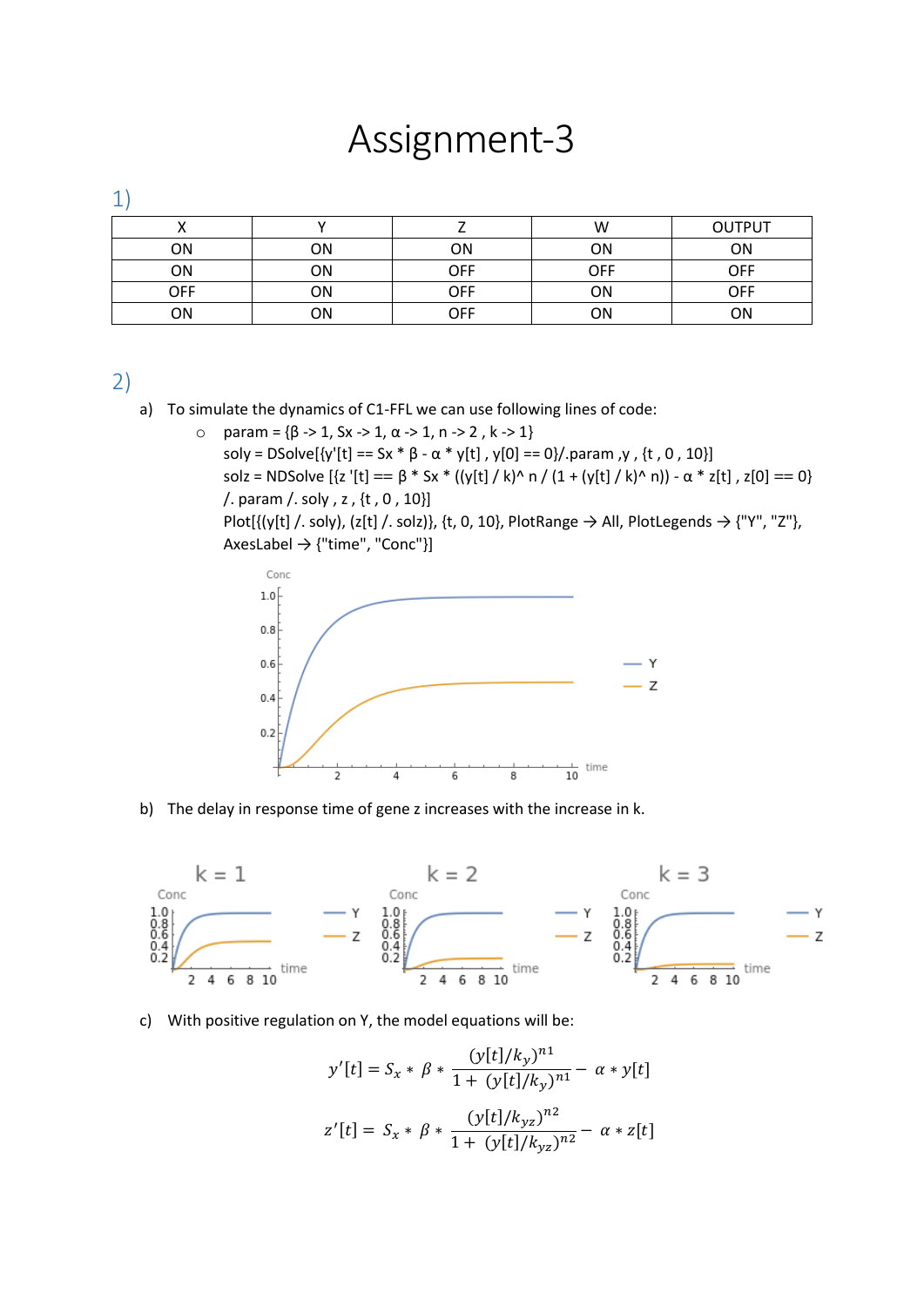# Assignment-3

## 1)

| X | Y | Z | W | OUTPUT |
|---|---|---|---|---|
| ON | ON | ON | ON | ON |
| ON | ON | OFF | OFF | OFF |
| OFF | ON | OFF | ON | OFF |
| ON | ON | OFF | ON | ON |

## 2)

a) To simulate the dynamics of C1-FFL we can use following lines of code:

```
param = {β -> 1, Sx -> 1, α -> 1, n -> 2 , k -> 1}
soly = DSolve[{y'[t] == Sx * β - α * y[t] , y[0] == 0}/.param ,y , {t , 0 , 10}]
solz = NDSolve [{z '[t] == β * Sx * ((y[t] / k)^ n / (1 + (y[t] / k)^ n)) - α * z[t] , z[0] == 0}
/. param /. soly , z , {t , 0 , 10}]
Plot[{(y[t] /. soly), (z[t] /. solz)}, {t, 0, 10}, PlotRange → All, PlotLegends → {"Y", "Z"},
AxesLabel → {"time", "Conc"}]
```

b) The delay in response time of gene z increases with the increase in k.

k = 1 k = 2 k = 3

c) With positive regulation on Y, the model equations will be:

$$y'[t] = S_x * \beta * \frac{(y[t]/k_y)^{n1}}{1 + (y[t]/k_y)^{n1}} - \alpha * y[t]$$

$$z'[t] = S_x * \beta * \frac{(y[t]/k_{yz})^{n2}}{1 + (y[t]/k_{yz})^{n2}} - \alpha * z[t]$$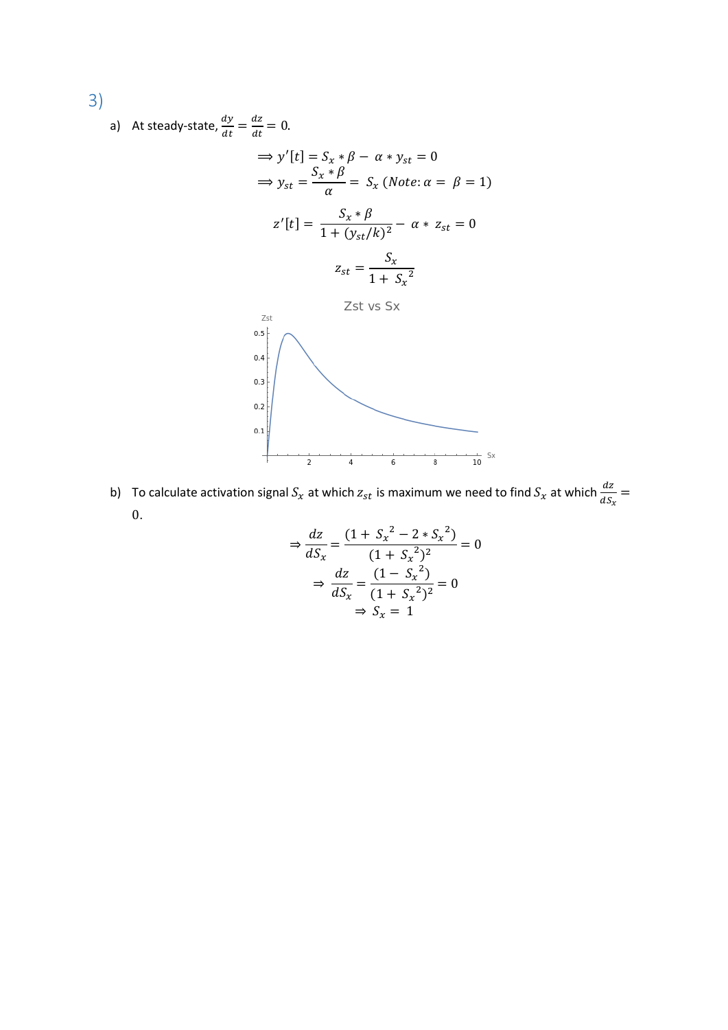3)

a) At steady-state, $\frac{dy}{dt} = \frac{dz}{dt} = 0.$

$$\Longrightarrow y'[t] = S_x * \beta - \alpha * y_{st} = 0$$

$$\Longrightarrow y_{st} = \frac{S_x * \beta}{\alpha} = S_x \ (Note: \alpha = \beta = 1)$$

$$z'[t] = \frac{S_x * \beta}{1 + (y_{st}/k)^2} - \alpha * z_{st} = 0$$

$$z_{st} = \frac{S_x}{1 + S_x^{\ 2}}$$

Zst vs Sx

Zst

0.5

0.4

0.3

0.2

0.1

2

4

6

8

10

Sx

b) To calculate activation signal $S_x$ at which $z_{st}$ is maximum we need to find $S_x$ at which $\frac{dz}{dS_x} = 0$.

$$\Rightarrow \frac{dz}{dS_x} = \frac{(1 + S_x^{\ 2} - 2 * S_x^{\ 2})}{(1 + S_x^{\ 2})^2} = 0$$

$$\Rightarrow \frac{dz}{dS_x} = \frac{(1 - S_x^{\ 2})}{(1 + S_x^{\ 2})^2} = 0$$

$$\Rightarrow S_x = 1$$